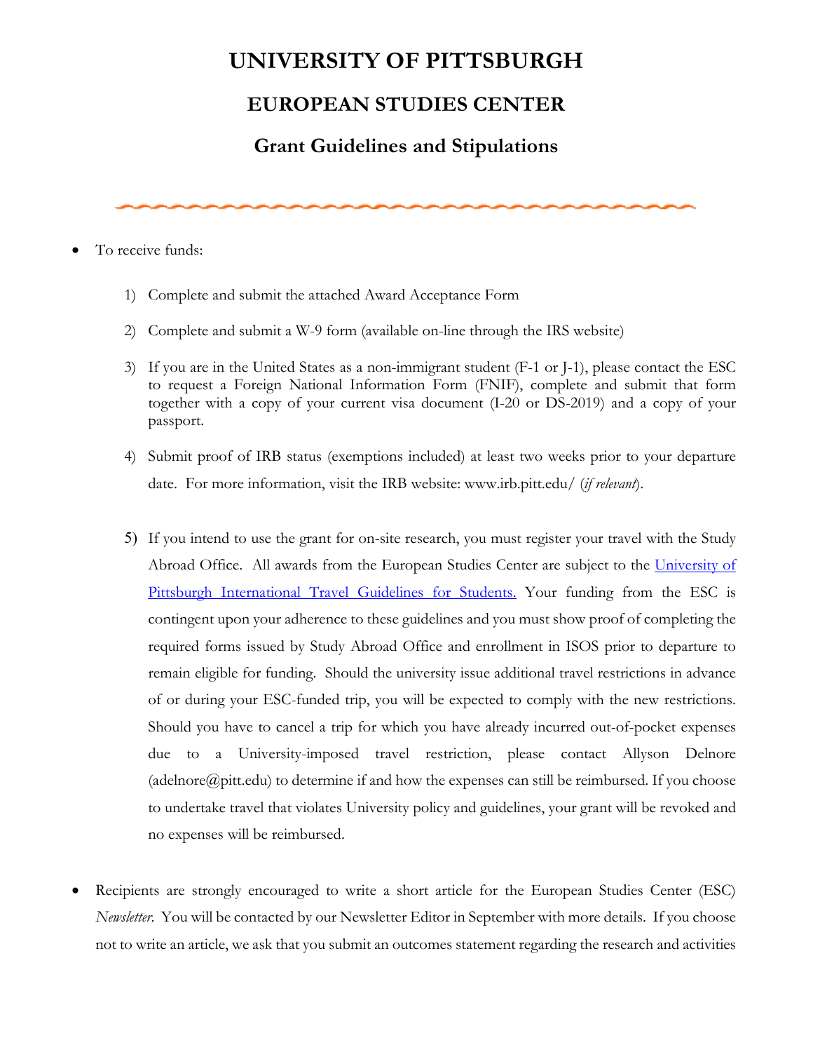# UNIVERSITY OF PITTSBURGH

## EUROPEAN STUDIES CENTER

### Grant Guidelines and Stipulations

- To receive funds:

  1) Complete and submit the attached Award Acceptance Form

  2) Complete and submit a W-9 form (available on-line through the IRS website)

  3) If you are in the United States as a non-immigrant student (F-1 or J-1), please contact the ESC to request a Foreign National Information Form (FNIF), complete and submit that form together with a copy of your current visa document (I-20 or DS-2019) and a copy of your passport.

  4) Submit proof of IRB status (exemptions included) at least two weeks prior to your departure date. For more information, visit the IRB website: www.irb.pitt.edu/ (*if relevant*).

  5) If you intend to use the grant for on-site research, you must register your travel with the Study Abroad Office. All awards from the European Studies Center are subject to the University of Pittsburgh International Travel Guidelines for Students. Your funding from the ESC is contingent upon your adherence to these guidelines and you must show proof of completing the required forms issued by Study Abroad Office and enrollment in ISOS prior to departure to remain eligible for funding. Should the university issue additional travel restrictions in advance of or during your ESC-funded trip, you will be expected to comply with the new restrictions. Should you have to cancel a trip for which you have already incurred out-of-pocket expenses due to a University-imposed travel restriction, please contact Allyson Delnore (adelnore@pitt.edu) to determine if and how the expenses can still be reimbursed. If you choose to undertake travel that violates University policy and guidelines, your grant will be revoked and no expenses will be reimbursed.

- Recipients are strongly encouraged to write a short article for the European Studies Center (ESC) *Newsletter*. You will be contacted by our Newsletter Editor in September with more details. If you choose not to write an article, we ask that you submit an outcomes statement regarding the research and activities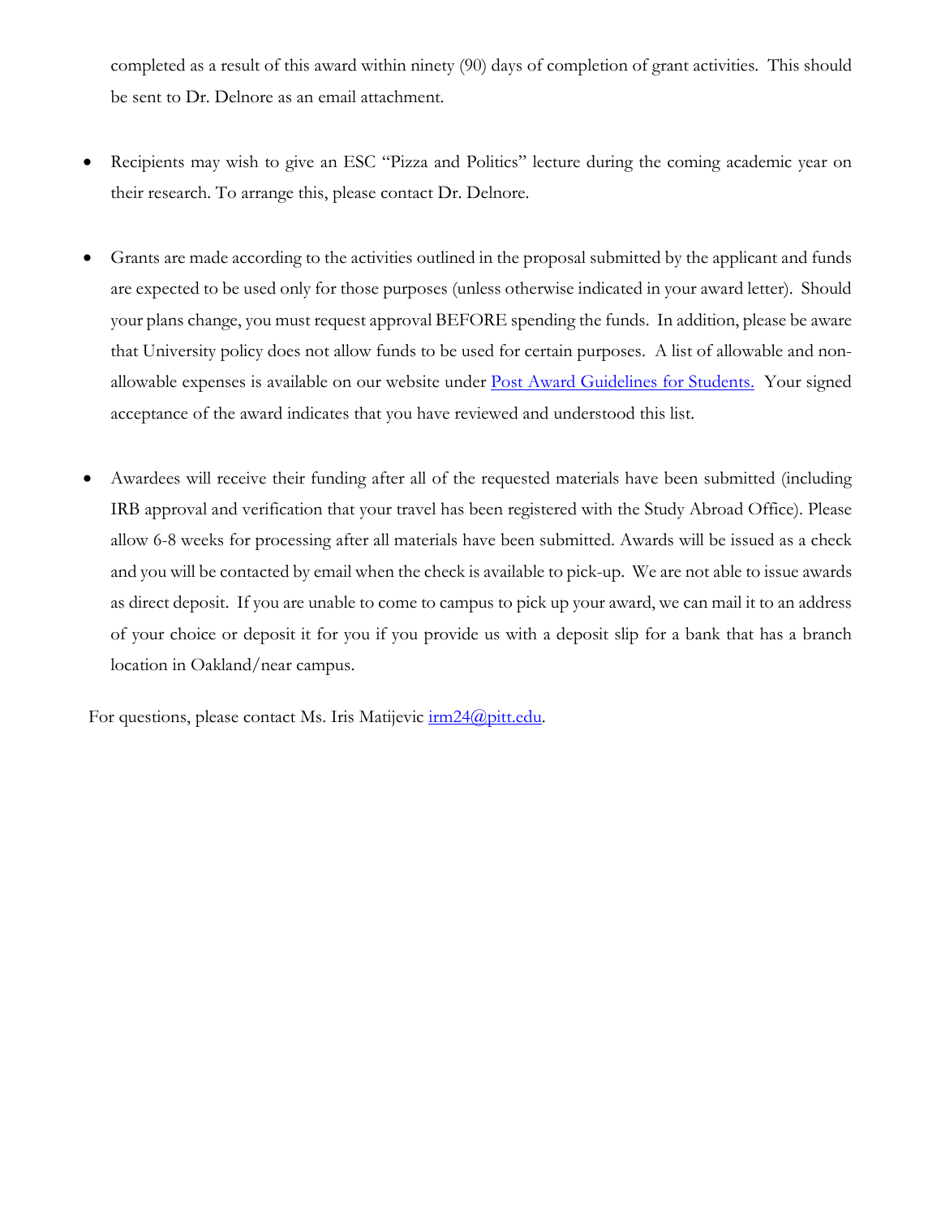completed as a result of this award within ninety (90) days of completion of grant activities. This should be sent to Dr. Delnore as an email attachment.

- Recipients may wish to give an ESC "Pizza and Politics" lecture during the coming academic year on their research. To arrange this, please contact Dr. Delnore.

- Grants are made according to the activities outlined in the proposal submitted by the applicant and funds are expected to be used only for those purposes (unless otherwise indicated in your award letter). Should your plans change, you must request approval BEFORE spending the funds. In addition, please be aware that University policy does not allow funds to be used for certain purposes. A list of allowable and non-allowable expenses is available on our website under Post Award Guidelines for Students. Your signed acceptance of the award indicates that you have reviewed and understood this list.

- Awardees will receive their funding after all of the requested materials have been submitted (including IRB approval and verification that your travel has been registered with the Study Abroad Office). Please allow 6-8 weeks for processing after all materials have been submitted. Awards will be issued as a check and you will be contacted by email when the check is available to pick-up. We are not able to issue awards as direct deposit. If you are unable to come to campus to pick up your award, we can mail it to an address of your choice or deposit it for you if you provide us with a deposit slip for a bank that has a branch location in Oakland/near campus.

For questions, please contact Ms. Iris Matijevic irm24@pitt.edu.